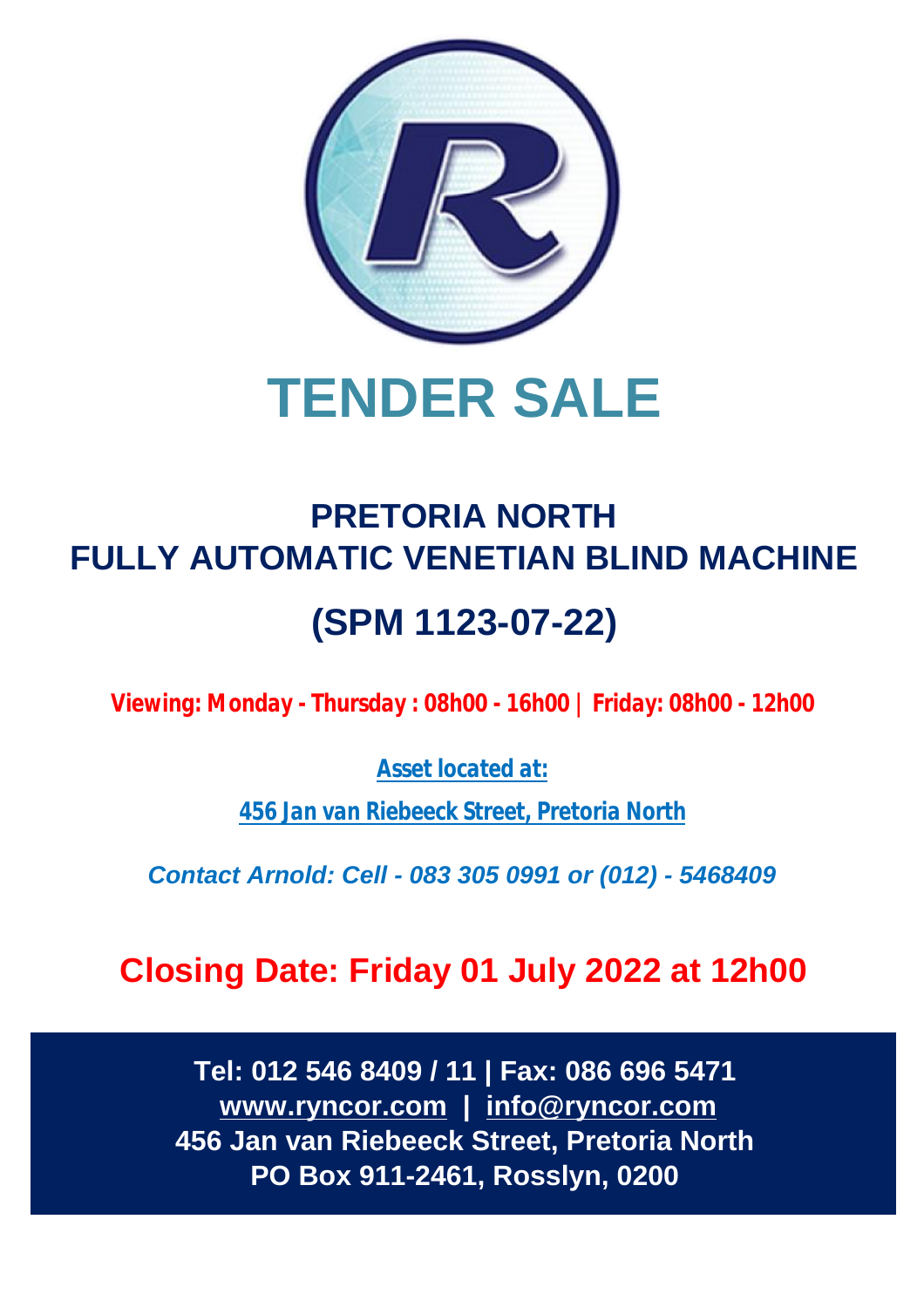# TENDER SALE

## PRETORIA NORTH
## FULLY AUTOMATIC VENETIAN BLIND MACHINE
## (SPM 1123-07-22)

**Viewing: Monday - Thursday : 08h00 - 16h00 | Friday: 08h00 - 12h00**

**Asset located at:**

**456 Jan van Riebeeck Street, Pretoria North**

***Contact Arnold: Cell - 083 305 0991 or (012) - 5468409***

## Closing Date: Friday 01 July 2022 at 12h00

**Tel: 012 546 8409 / 11 | Fax: 086 696 5471**
**www.ryncor.com | info@ryncor.com**
**456 Jan van Riebeeck Street, Pretoria North**
**PO Box 911-2461, Rosslyn, 0200**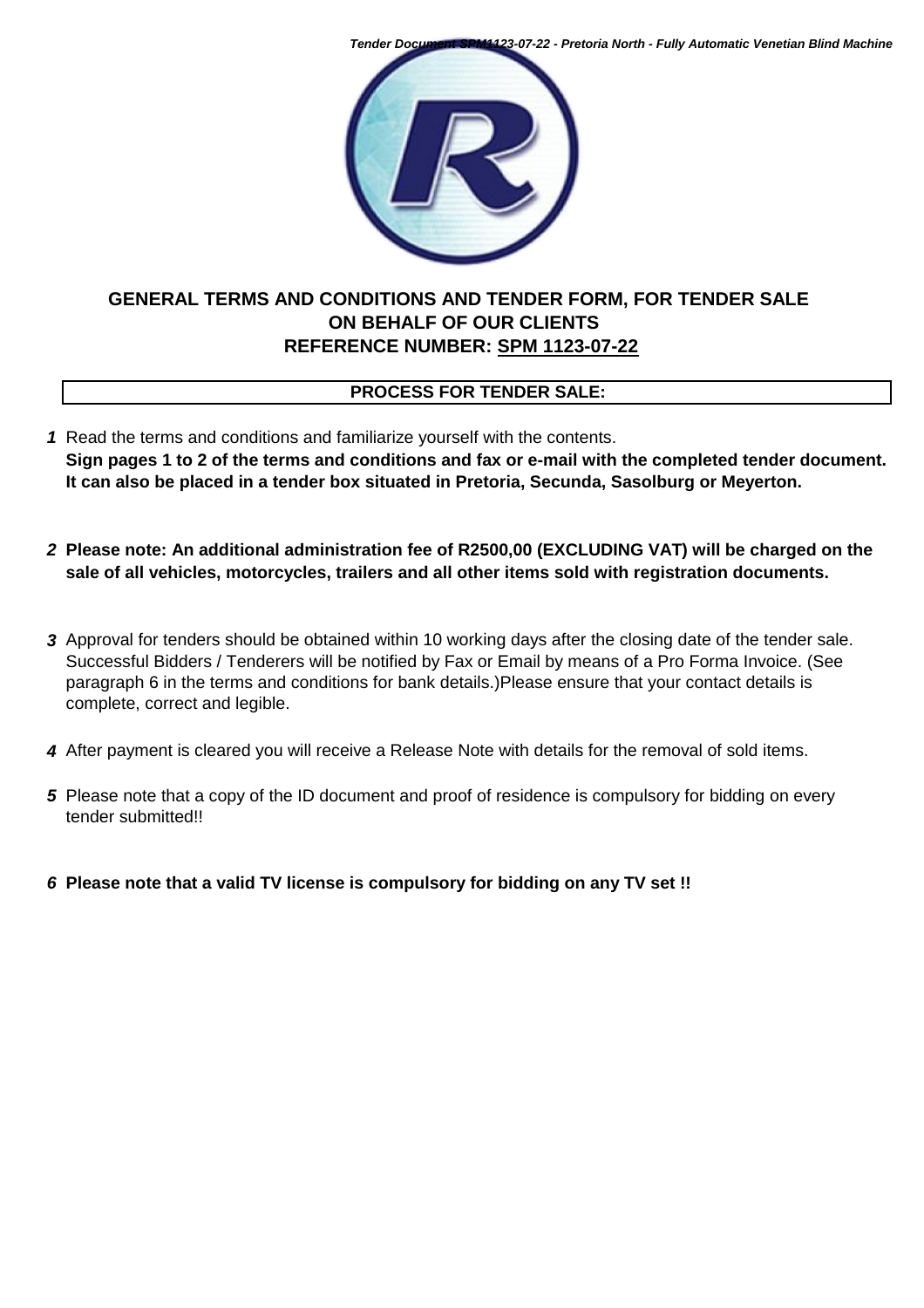## GENERAL TERMS AND CONDITIONS AND TENDER FORM, FOR TENDER SALE ON BEHALF OF OUR CLIENTS REFERENCE NUMBER: SPM 1123-07-22

### PROCESS FOR TENDER SALE:

1. Read the terms and conditions and familiarize yourself with the contents.
**Sign pages 1 to 2 of the terms and conditions and fax or e-mail with the completed tender document. It can also be placed in a tender box situated in Pretoria, Secunda, Sasolburg or Meyerton.**

2. **Please note: An additional administration fee of R2500,00 (EXCLUDING VAT) will be charged on the sale of all vehicles, motorcycles, trailers and all other items sold with registration documents.**

3. Approval for tenders should be obtained within 10 working days after the closing date of the tender sale. Successful Bidders / Tenderers will be notified by Fax or Email by means of a Pro Forma Invoice. (See paragraph 6 in the terms and conditions for bank details.)Please ensure that your contact details is complete, correct and legible.

4. After payment is cleared you will receive a Release Note with details for the removal of sold items.

5. Please note that a copy of the ID document and proof of residence is compulsory for bidding on every tender submitted!!

6. **Please note that a valid TV license is compulsory for bidding on any TV set !!**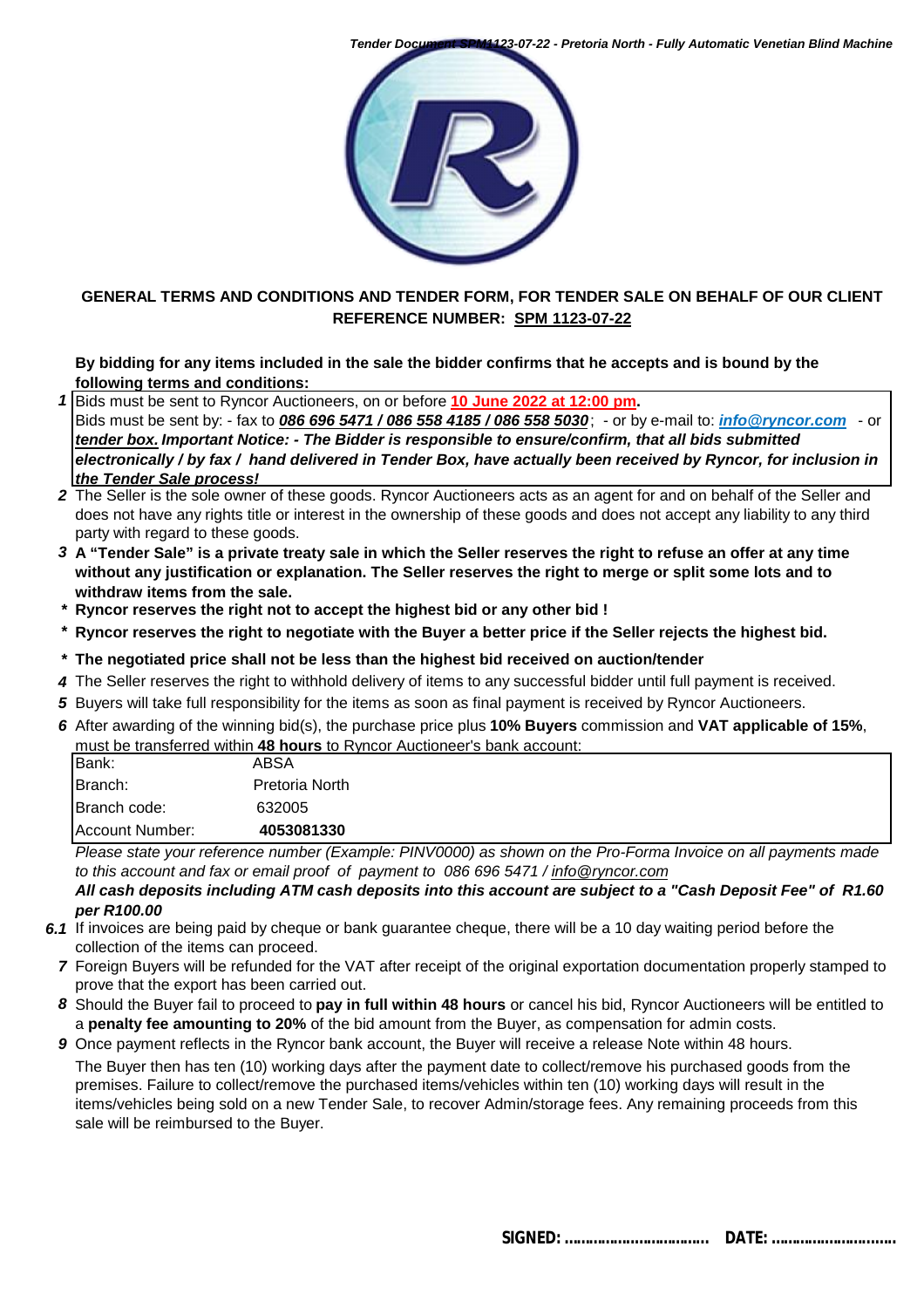**GENERAL TERMS AND CONDITIONS AND TENDER FORM, FOR TENDER SALE ON BEHALF OF OUR CLIENT REFERENCE NUMBER: SPM 1123-07-22**

**By bidding for any items included in the sale the bidder confirms that he accepts and is bound by the following terms and conditions:**

1. Bids must be sent to Ryncor Auctioneers, on or before **10 June 2022 at 12:00 pm.**
   Bids must be sent by: - fax to ***086 696 5471 / 086 558 4185 / 086 558 5030***; - or by e-mail to: ***info@ryncor.com*** - or ***tender box.*** ***Important Notice: - The Bidder is responsible to ensure/confirm, that all bids submitted electronically / by fax / hand delivered in Tender Box, have actually been received by Ryncor, for inclusion in the Tender Sale process!***
2. The Seller is the sole owner of these goods. Ryncor Auctioneers acts as an agent for and on behalf of the Seller and does not have any rights title or interest in the ownership of these goods and does not accept any liability to any third party with regard to these goods.
3. **A "Tender Sale" is a private treaty sale in which the Seller reserves the right to refuse an offer at any time without any justification or explanation. The Seller reserves the right to merge or split some lots and to withdraw items from the sale.**

\* **Ryncor reserves the right not to accept the highest bid or any other bid !**

\* **Ryncor reserves the right to negotiate with the Buyer a better price if the Seller rejects the highest bid.**

\* **The negotiated price shall not be less than the highest bid received on auction/tender**

4. The Seller reserves the right to withhold delivery of items to any successful bidder until full payment is received.
5. Buyers will take full responsibility for the items as soon as final payment is received by Ryncor Auctioneers.
6. After awarding of the winning bid(s), the purchase price plus **10% Buyers** commission and **VAT applicable of 15%**, must be transferred within **48 hours** to Ryncor Auctioneer's bank account:

| | |
|---|---|
| Bank: | ABSA |
| Branch: | Pretoria North |
| Branch code: | 632005 |
| Account Number: | **4053081330** |

*Please state your reference number (Example: PINV0000) as shown on the Pro-Forma Invoice on all payments made to this account and fax or email proof of payment to 086 696 5471 / info@ryncor.com*

***All cash deposits including ATM cash deposits into this account are subject to a "Cash Deposit Fee" of R1.60 per R100.00***

6.1 If invoices are being paid by cheque or bank guarantee cheque, there will be a 10 day waiting period before the collection of the items can proceed.

7. Foreign Buyers will be refunded for the VAT after receipt of the original exportation documentation properly stamped to prove that the export has been carried out.
8. Should the Buyer fail to proceed to **pay in full within 48 hours** or cancel his bid, Ryncor Auctioneers will be entitled to a **penalty fee amounting to 20%** of the bid amount from the Buyer, as compensation for admin costs.
9. Once payment reflects in the Ryncor bank account, the Buyer will receive a release Note within 48 hours.
   The Buyer then has ten (10) working days after the payment date to collect/remove his purchased goods from the premises. Failure to collect/remove the purchased items/vehicles within ten (10) working days will result in the items/vehicles being sold on a new Tender Sale, to recover Admin/storage fees. Any remaining proceeds from this sale will be reimbursed to the Buyer.

**SIGNED: ................................ DATE: ............................**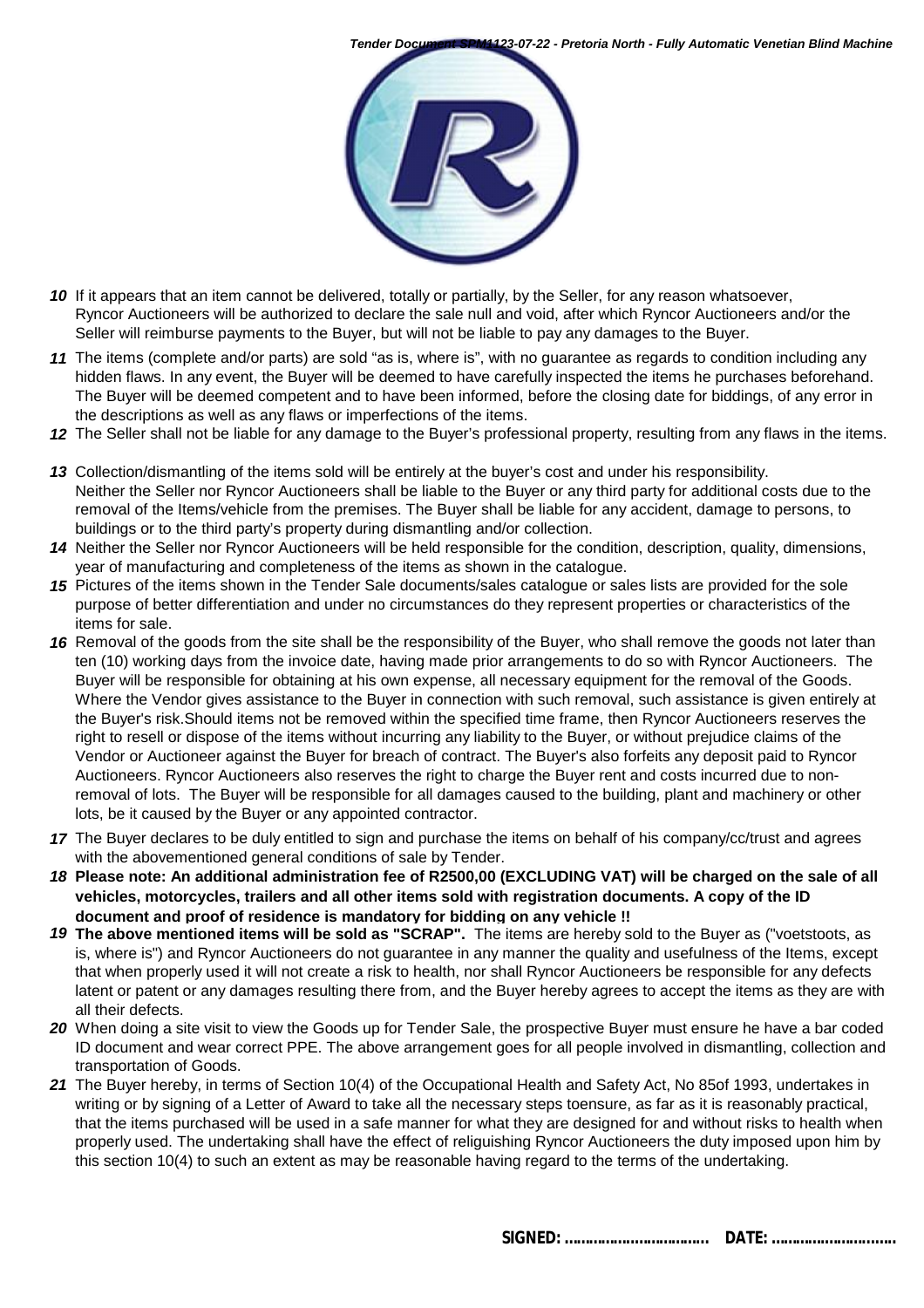10 If it appears that an item cannot be delivered, totally or partially, by the Seller, for any reason whatsoever, Ryncor Auctioneers will be authorized to declare the sale null and void, after which Ryncor Auctioneers and/or the Seller will reimburse payments to the Buyer, but will not be liable to pay any damages to the Buyer.

11 The items (complete and/or parts) are sold "as is, where is", with no guarantee as regards to condition including any hidden flaws. In any event, the Buyer will be deemed to have carefully inspected the items he purchases beforehand. The Buyer will be deemed competent and to have been informed, before the closing date for biddings, of any error in the descriptions as well as any flaws or imperfections of the items.

12 The Seller shall not be liable for any damage to the Buyer's professional property, resulting from any flaws in the items.

13 Collection/dismantling of the items sold will be entirely at the buyer's cost and under his responsibility. Neither the Seller nor Ryncor Auctioneers shall be liable to the Buyer or any third party for additional costs due to the removal of the Items/vehicle from the premises. The Buyer shall be liable for any accident, damage to persons, to buildings or to the third party's property during dismantling and/or collection.

14 Neither the Seller nor Ryncor Auctioneers will be held responsible for the condition, description, quality, dimensions, year of manufacturing and completeness of the items as shown in the catalogue.

15 Pictures of the items shown in the Tender Sale documents/sales catalogue or sales lists are provided for the sole purpose of better differentiation and under no circumstances do they represent properties or characteristics of the items for sale.

16 Removal of the goods from the site shall be the responsibility of the Buyer, who shall remove the goods not later than ten (10) working days from the invoice date, having made prior arrangements to do so with Ryncor Auctioneers. The Buyer will be responsible for obtaining at his own expense, all necessary equipment for the removal of the Goods. Where the Vendor gives assistance to the Buyer in connection with such removal, such assistance is given entirely at the Buyer's risk.Should items not be removed within the specified time frame, then Ryncor Auctioneers reserves the right to resell or dispose of the items without incurring any liability to the Buyer, or without prejudice claims of the Vendor or Auctioneer against the Buyer for breach of contract. The Buyer's also forfeits any deposit paid to Ryncor Auctioneers. Ryncor Auctioneers also reserves the right to charge the Buyer rent and costs incurred due to non-removal of lots. The Buyer will be responsible for all damages caused to the building, plant and machinery or other lots, be it caused by the Buyer or any appointed contractor.

17 The Buyer declares to be duly entitled to sign and purchase the items on behalf of his company/cc/trust and agrees with the abovementioned general conditions of sale by Tender.

18 **Please note: An additional administration fee of R2500,00 (EXCLUDING VAT) will be charged on the sale of all vehicles, motorcycles, trailers and all other items sold with registration documents. A copy of the ID document and proof of residence is mandatory for bidding on any vehicle !!**

19 **The above mentioned items will be sold as "SCRAP".** The items are hereby sold to the Buyer as ("voetstoots, as is, where is") and Ryncor Auctioneers do not guarantee in any manner the quality and usefulness of the Items, except that when properly used it will not create a risk to health, nor shall Ryncor Auctioneers be responsible for any defects latent or patent or any damages resulting there from, and the Buyer hereby agrees to accept the items as they are with all their defects.

20 When doing a site visit to view the Goods up for Tender Sale, the prospective Buyer must ensure he have a bar coded ID document and wear correct PPE. The above arrangement goes for all people involved in dismantling, collection and transportation of Goods.

21 The Buyer hereby, in terms of Section 10(4) of the Occupational Health and Safety Act, No 85of 1993, undertakes in writing or by signing of a Letter of Award to take all the necessary steps toensure, as far as it is reasonably practical, that the items purchased will be used in a safe manner for what they are designed for and without risks to health when properly used. The undertaking shall have the effect of religuishing Ryncor Auctioneers the duty imposed upon him by this section 10(4) to such an extent as may be reasonable having regard to the terms of the undertaking.

**SIGNED: ................................ DATE: ............................**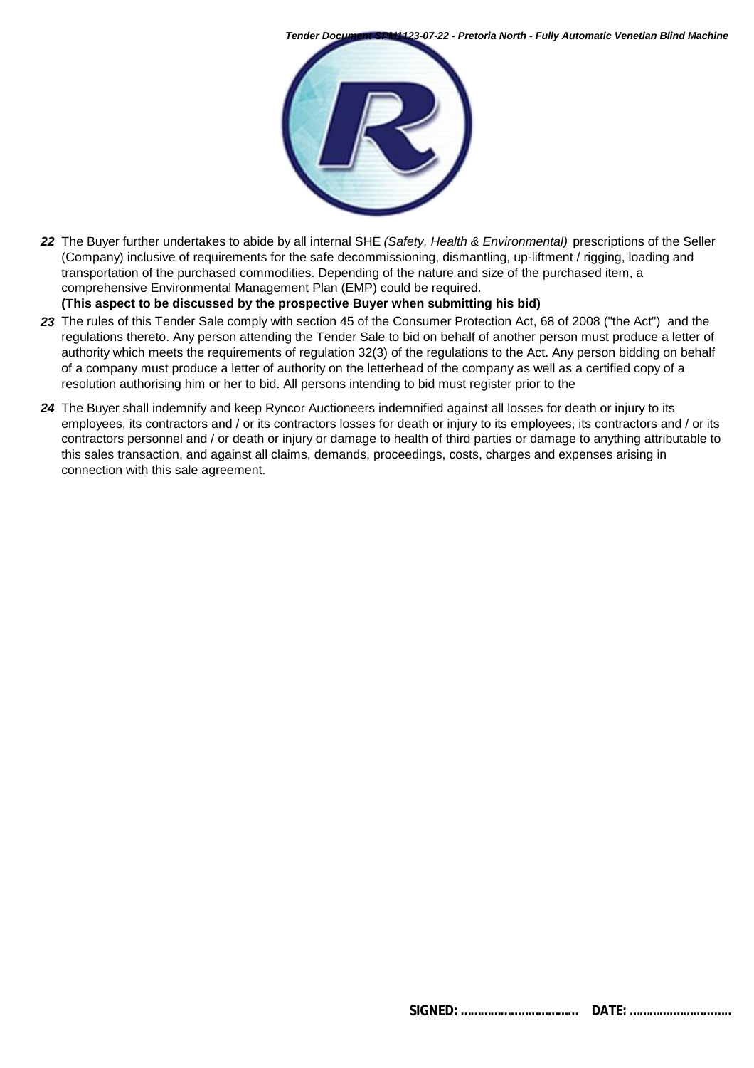**22** The Buyer further undertakes to abide by all internal SHE *(Safety, Health & Environmental)* prescriptions of the Seller (Company) inclusive of requirements for the safe decommissioning, dismantling, up-liftment / rigging, loading and transportation of the purchased commodities. Depending of the nature and size of the purchased item, a comprehensive Environmental Management Plan (EMP) could be required.
**(This aspect to be discussed by the prospective Buyer when submitting his bid)**

**23** The rules of this Tender Sale comply with section 45 of the Consumer Protection Act, 68 of 2008 ("the Act") and the regulations thereto. Any person attending the Tender Sale to bid on behalf of another person must produce a letter of authority which meets the requirements of regulation 32(3) of the regulations to the Act. Any person bidding on behalf of a company must produce a letter of authority on the letterhead of the company as well as a certified copy of a resolution authorising him or her to bid. All persons intending to bid must register prior to the

**24** The Buyer shall indemnify and keep Ryncor Auctioneers indemnified against all losses for death or injury to its employees, its contractors and / or its contractors losses for death or injury to its employees, its contractors and / or its contractors personnel and / or death or injury or damage to health of third parties or damage to anything attributable to this sales transaction, and against all claims, demands, proceedings, costs, charges and expenses arising in connection with this sale agreement.

**SIGNED: ................................ DATE: ............................**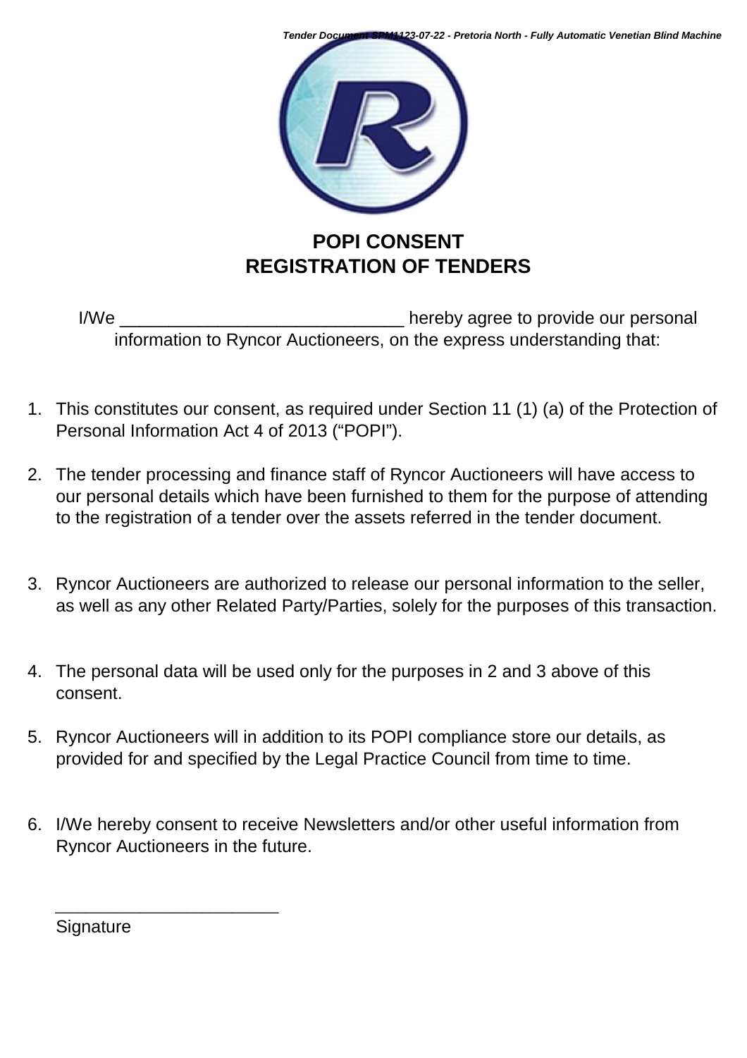# POPI CONSENT
# REGISTRATION OF TENDERS

I/We ______________________________ hereby agree to provide our personal information to Ryncor Auctioneers, on the express understanding that:

1. This constitutes our consent, as required under Section 11 (1) (a) of the Protection of Personal Information Act 4 of 2013 ("POPI").
2. The tender processing and finance staff of Ryncor Auctioneers will have access to our personal details which have been furnished to them for the purpose of attending to the registration of a tender over the assets referred in the tender document.
3. Ryncor Auctioneers are authorized to release our personal information to the seller, as well as any other Related Party/Parties, solely for the purposes of this transaction.
4. The personal data will be used only for the purposes in 2 and 3 above of this consent.
5. Ryncor Auctioneers will in addition to its POPI compliance store our details, as provided for and specified by the Legal Practice Council from time to time.
6. I/We hereby consent to receive Newsletters and/or other useful information from Ryncor Auctioneers in the future.

________________________
Signature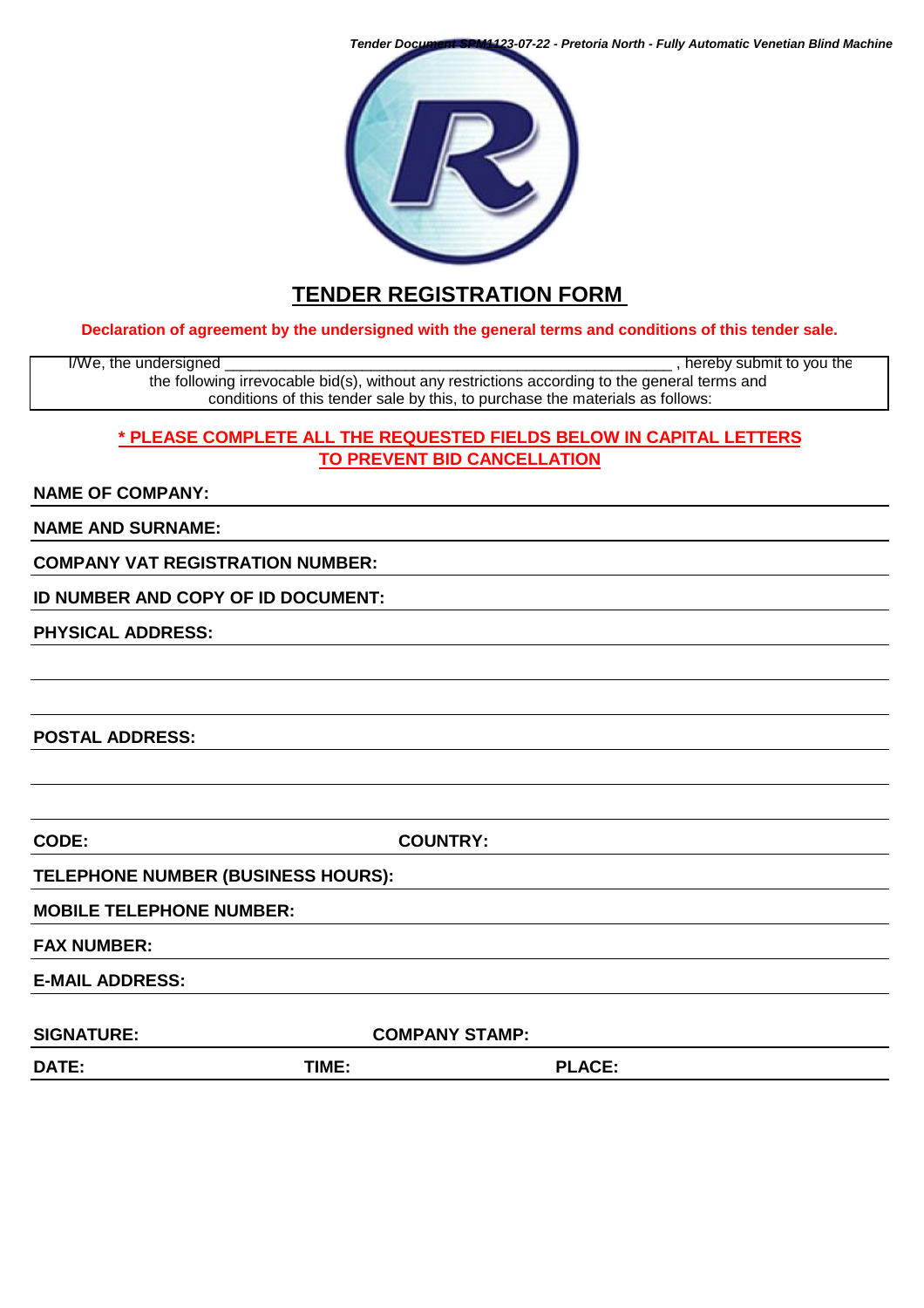# TENDER REGISTRATION FORM

**Declaration of agreement by the undersigned with the general terms and conditions of this tender sale.**

I/We, the undersigned ________________________________________________, hereby submit to you the the following irrevocable bid(s), without any restrictions according to the general terms and conditions of this tender sale by this, to purchase the materials as follows:

**\* PLEASE COMPLETE ALL THE REQUESTED FIELDS BELOW IN CAPITAL LETTERS TO PREVENT BID CANCELLATION**

**NAME OF COMPANY:** ____________________

**NAME AND SURNAME:** ____________________

**COMPANY VAT REGISTRATION NUMBER:** ____________________

**ID NUMBER AND COPY OF ID DOCUMENT:** ____________________

**PHYSICAL ADDRESS:** ____________________

____________________

____________________

**POSTAL ADDRESS:** ____________________

____________________

____________________

**CODE:** ____________________ **COUNTRY:** ____________________

**TELEPHONE NUMBER (BUSINESS HOURS):** ____________________

**MOBILE TELEPHONE NUMBER:** ____________________

**FAX NUMBER:** ____________________

**E-MAIL ADDRESS:** ____________________

**SIGNATURE:** ____________________ **COMPANY STAMP:** ____________________

**DATE:** ____________________ **TIME:** ____________________ **PLACE:** ____________________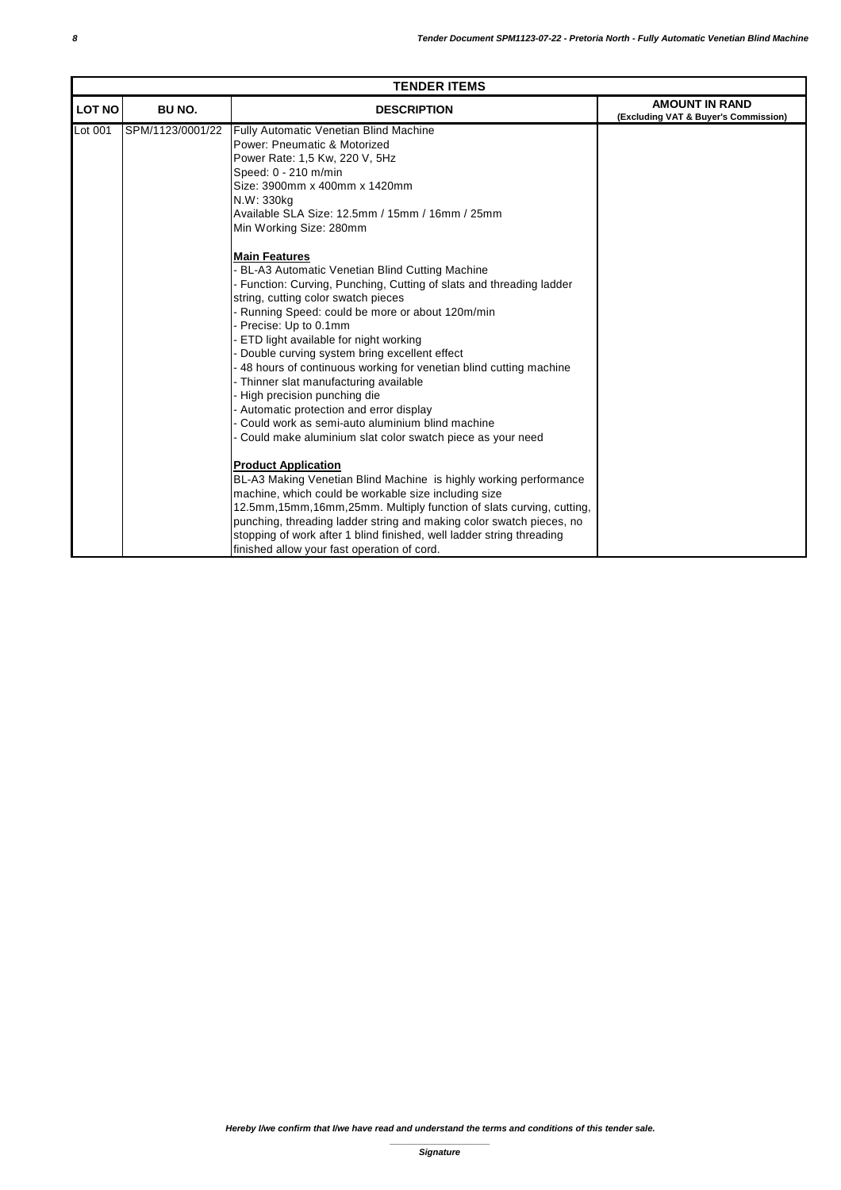| TENDER ITEMS | | | |
|---|---|---|---|
| **LOT NO** | **BU NO.** | **DESCRIPTION** | **AMOUNT IN RAND (Excluding VAT & Buyer's Commission)** |
| Lot 001 | SPM/1123/0001/22 | Fully Automatic Venetian Blind Machine<br>Power: Pneumatic & Motorized<br>Power Rate: 1,5 Kw, 220 V, 5Hz<br>Speed: 0 - 210 m/min<br>Size: 3900mm x 400mm x 1420mm<br>N.W: 330kg<br>Available SLA Size: 12.5mm / 15mm / 16mm / 25mm<br>Min Working Size: 280mm<br><br>**Main Features**<br>- BL-A3 Automatic Venetian Blind Cutting Machine<br>- Function: Curving, Punching, Cutting of slats and threading ladder string, cutting color swatch pieces<br>- Running Speed: could be more or about 120m/min<br>- Precise: Up to 0.1mm<br>- ETD light available for night working<br>- Double curving system bring excellent effect<br>- 48 hours of continuous working for venetian blind cutting machine<br>- Thinner slat manufacturing available<br>- High precision punching die<br>- Automatic protection and error display<br>- Could work as semi-auto aluminium blind machine<br>- Could make aluminium slat color swatch piece as your need<br><br>**Product Application**<br>BL-A3 Making Venetian Blind Machine is highly working performance machine, which could be workable size including size 12.5mm,15mm,16mm,25mm. Multiply function of slats curving, cutting, punching, threading ladder string and making color swatch pieces, no stopping of work after 1 blind finished, well ladder string threading finished allow your fast operation of cord. | |

*Hereby I/we confirm that I/we have read and understand the terms and conditions of this tender sale.*

______________________

***Signature***